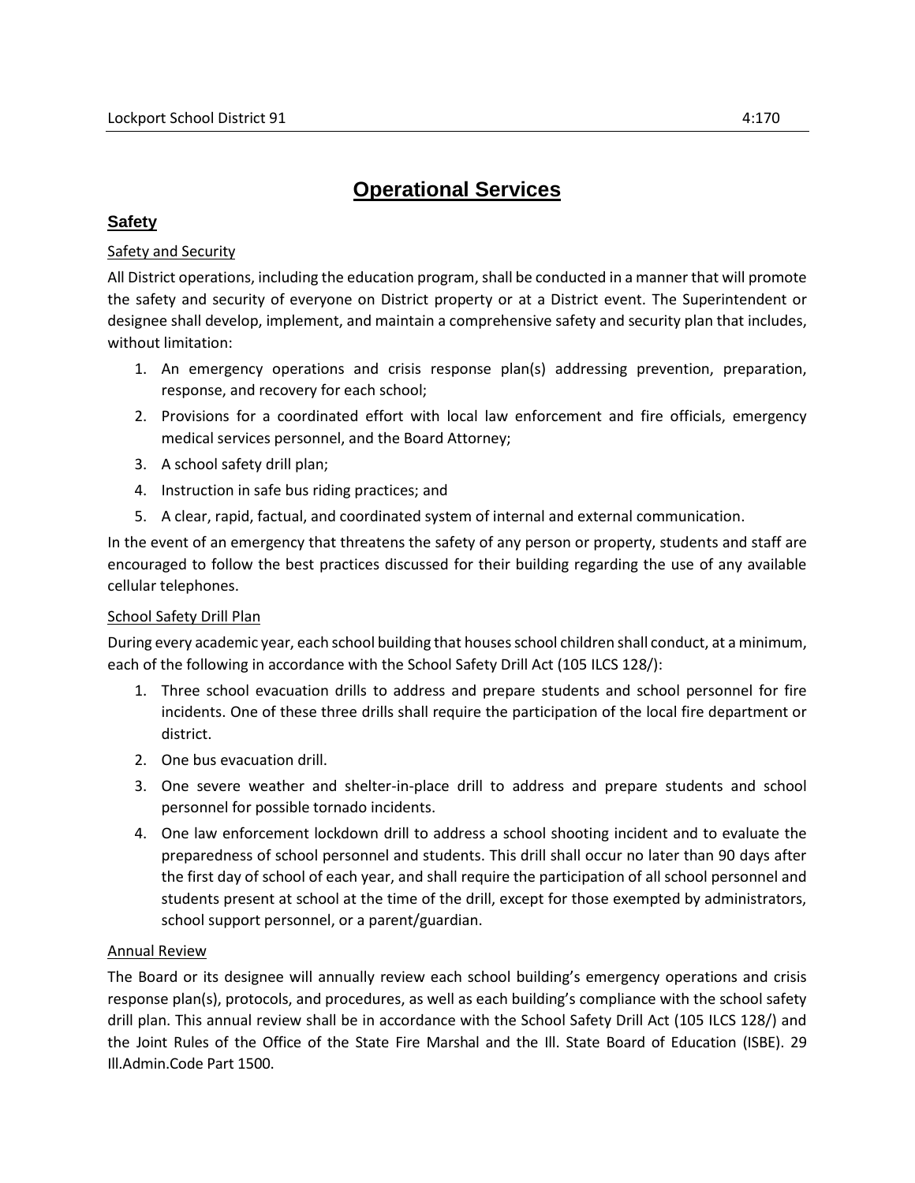# Operational Services

## Safety

### Safety and Security

All District operations, including the education program, shall be conducted in a manner that will promote the safety and security of everyone on District property or at a District event. The Superintendent or designee shall develop, implement, and maintain a comprehensive safety and security plan that includes, without limitation:

1. An emergency operations and crisis response plan(s) addressing prevention, preparation, response, and recovery for each school;
2. Provisions for a coordinated effort with local law enforcement and fire officials, emergency medical services personnel, and the Board Attorney;
3. A school safety drill plan;
4. Instruction in safe bus riding practices; and
5. A clear, rapid, factual, and coordinated system of internal and external communication.

In the event of an emergency that threatens the safety of any person or property, students and staff are encouraged to follow the best practices discussed for their building regarding the use of any available cellular telephones.

### School Safety Drill Plan

During every academic year, each school building that houses school children shall conduct, at a minimum, each of the following in accordance with the School Safety Drill Act (105 ILCS 128/):

1. Three school evacuation drills to address and prepare students and school personnel for fire incidents. One of these three drills shall require the participation of the local fire department or district.
2. One bus evacuation drill.
3. One severe weather and shelter-in-place drill to address and prepare students and school personnel for possible tornado incidents.
4. One law enforcement lockdown drill to address a school shooting incident and to evaluate the preparedness of school personnel and students. This drill shall occur no later than 90 days after the first day of school of each year, and shall require the participation of all school personnel and students present at school at the time of the drill, except for those exempted by administrators, school support personnel, or a parent/guardian.

### Annual Review

The Board or its designee will annually review each school building's emergency operations and crisis response plan(s), protocols, and procedures, as well as each building's compliance with the school safety drill plan. This annual review shall be in accordance with the School Safety Drill Act (105 ILCS 128/) and the Joint Rules of the Office of the State Fire Marshal and the Ill. State Board of Education (ISBE). 29 Ill.Admin.Code Part 1500.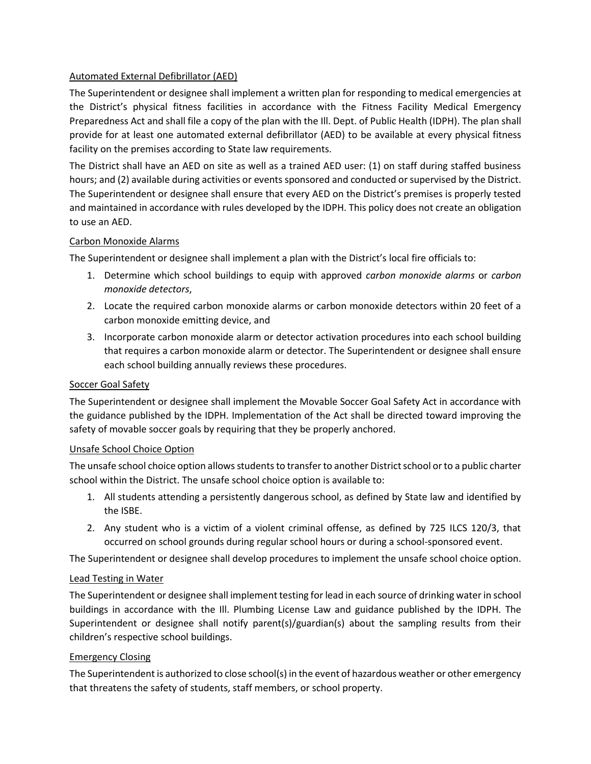Automated External Defibrillator (AED)

The Superintendent or designee shall implement a written plan for responding to medical emergencies at the District's physical fitness facilities in accordance with the Fitness Facility Medical Emergency Preparedness Act and shall file a copy of the plan with the Ill. Dept. of Public Health (IDPH). The plan shall provide for at least one automated external defibrillator (AED) to be available at every physical fitness facility on the premises according to State law requirements.

The District shall have an AED on site as well as a trained AED user: (1) on staff during staffed business hours; and (2) available during activities or events sponsored and conducted or supervised by the District. The Superintendent or designee shall ensure that every AED on the District's premises is properly tested and maintained in accordance with rules developed by the IDPH. This policy does not create an obligation to use an AED.

Carbon Monoxide Alarms

The Superintendent or designee shall implement a plan with the District's local fire officials to:

1. Determine which school buildings to equip with approved *carbon monoxide alarms* or *carbon monoxide detectors*,
2. Locate the required carbon monoxide alarms or carbon monoxide detectors within 20 feet of a carbon monoxide emitting device, and
3. Incorporate carbon monoxide alarm or detector activation procedures into each school building that requires a carbon monoxide alarm or detector. The Superintendent or designee shall ensure each school building annually reviews these procedures.

Soccer Goal Safety

The Superintendent or designee shall implement the Movable Soccer Goal Safety Act in accordance with the guidance published by the IDPH. Implementation of the Act shall be directed toward improving the safety of movable soccer goals by requiring that they be properly anchored.

Unsafe School Choice Option

The unsafe school choice option allows students to transfer to another District school or to a public charter school within the District. The unsafe school choice option is available to:

1. All students attending a persistently dangerous school, as defined by State law and identified by the ISBE.
2. Any student who is a victim of a violent criminal offense, as defined by 725 ILCS 120/3, that occurred on school grounds during regular school hours or during a school-sponsored event.

The Superintendent or designee shall develop procedures to implement the unsafe school choice option.

Lead Testing in Water

The Superintendent or designee shall implement testing for lead in each source of drinking water in school buildings in accordance with the Ill. Plumbing License Law and guidance published by the IDPH. The Superintendent or designee shall notify parent(s)/guardian(s) about the sampling results from their children's respective school buildings.

Emergency Closing

The Superintendent is authorized to close school(s) in the event of hazardous weather or other emergency that threatens the safety of students, staff members, or school property.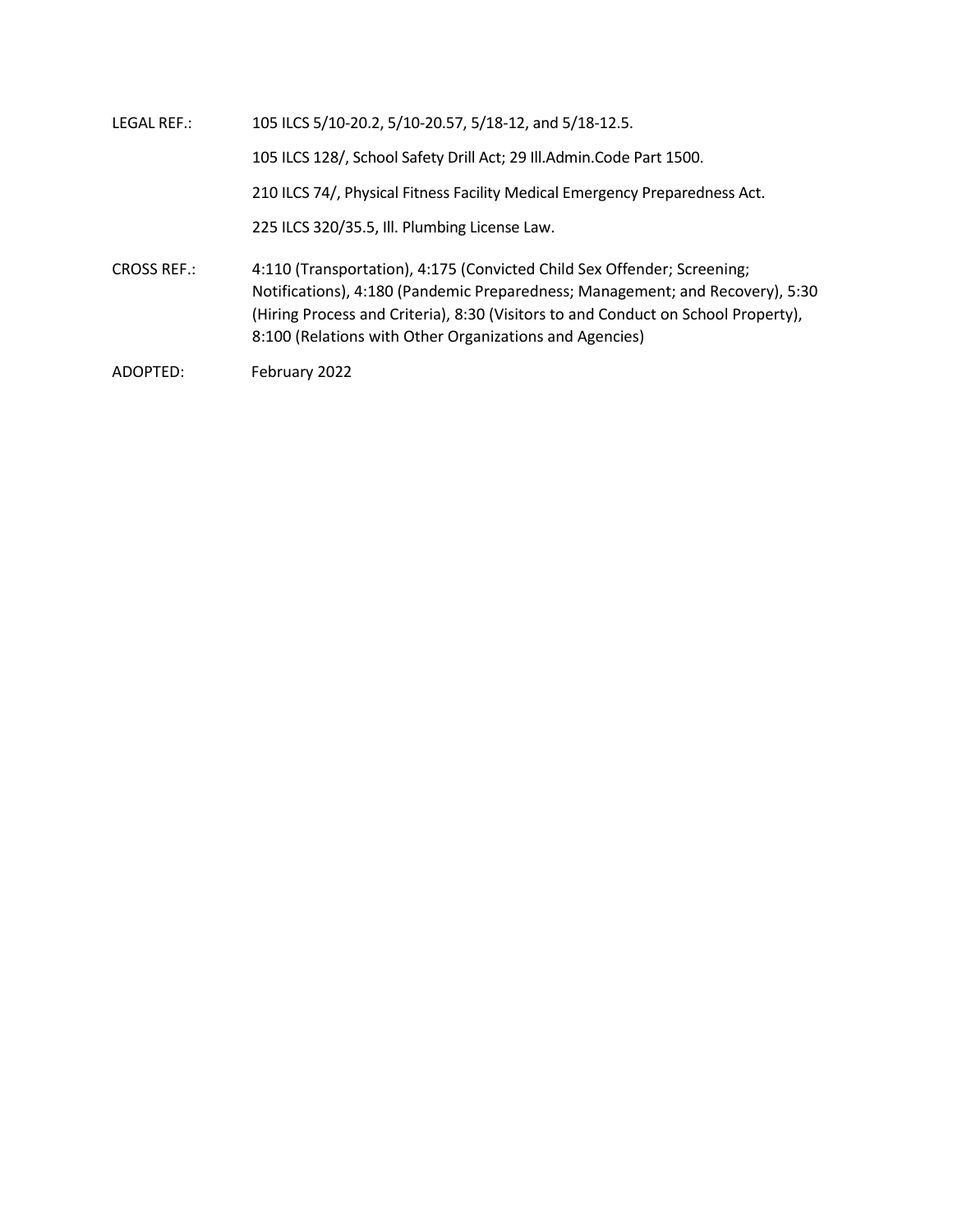LEGAL REF.: 105 ILCS 5/10-20.2, 5/10-20.57, 5/18-12, and 5/18-12.5.

105 ILCS 128/, School Safety Drill Act; 29 Ill.Admin.Code Part 1500.

210 ILCS 74/, Physical Fitness Facility Medical Emergency Preparedness Act.

225 ILCS 320/35.5, Ill. Plumbing License Law.

CROSS REF.: 4:110 (Transportation), 4:175 (Convicted Child Sex Offender; Screening; Notifications), 4:180 (Pandemic Preparedness; Management; and Recovery), 5:30 (Hiring Process and Criteria), 8:30 (Visitors to and Conduct on School Property), 8:100 (Relations with Other Organizations and Agencies)

ADOPTED: February 2022